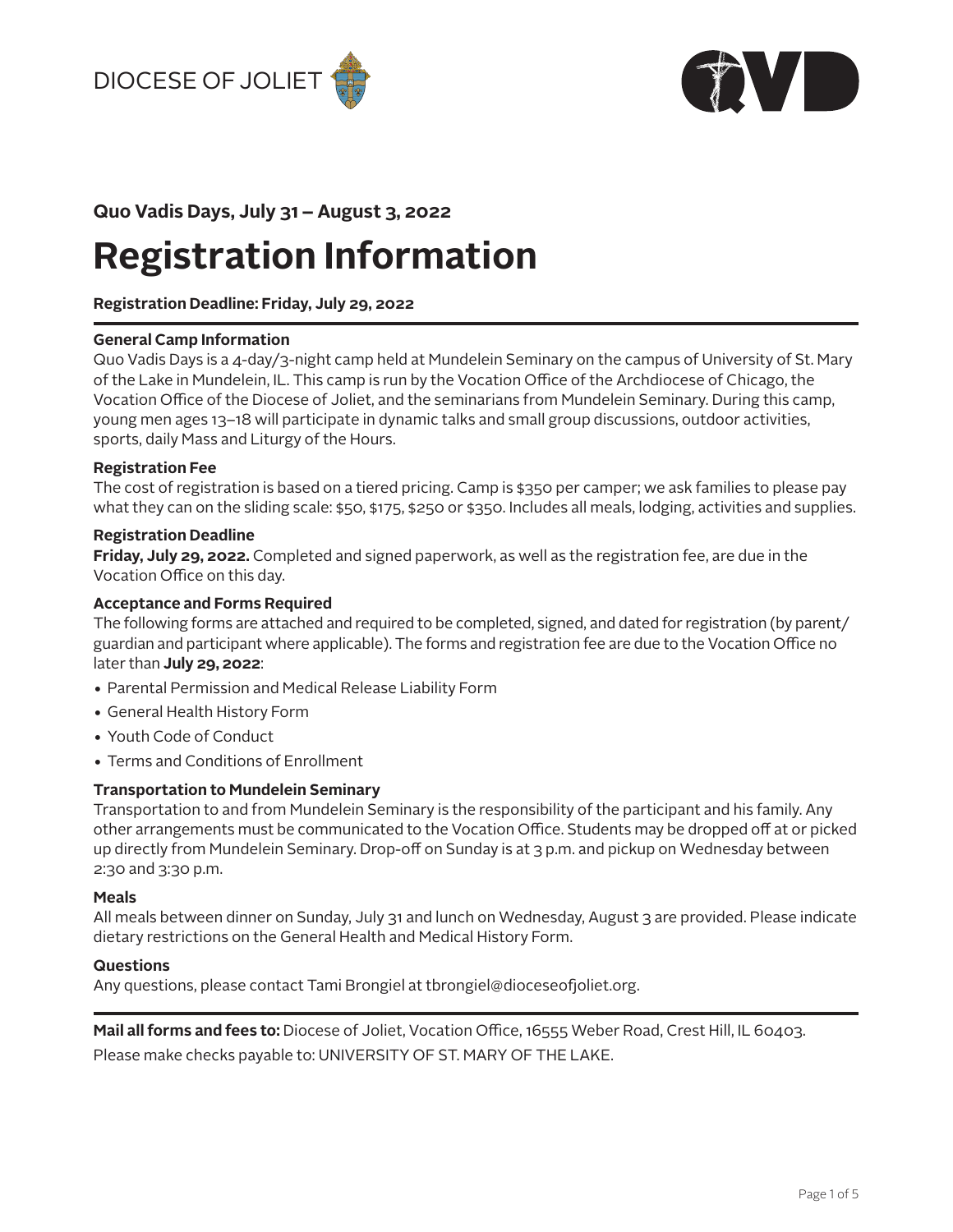DIOCESE OF JOLIET

**Quo Vadis Days, July 31 – August 3, 2022**

# Registration Information

**Registration Deadline: Friday, July 29, 2022**

---

**General Camp Information**

Quo Vadis Days is a 4-day/3-night camp held at Mundelein Seminary on the campus of University of St. Mary of the Lake in Mundelein, IL. This camp is run by the Vocation Office of the Archdiocese of Chicago, the Vocation Office of the Diocese of Joliet, and the seminarians from Mundelein Seminary. During this camp, young men ages 13–18 will participate in dynamic talks and small group discussions, outdoor activities, sports, daily Mass and Liturgy of the Hours.

**Registration Fee**

The cost of registration is based on a tiered pricing. Camp is $350 per camper; we ask families to please pay what they can on the sliding scale: $50, $175, $250 or $350. Includes all meals, lodging, activities and supplies.

**Registration Deadline**

**Friday, July 29, 2022.** Completed and signed paperwork, as well as the registration fee, are due in the Vocation Office on this day.

**Acceptance and Forms Required**

The following forms are attached and required to be completed, signed, and dated for registration (by parent/guardian and participant where applicable). The forms and registration fee are due to the Vocation Office no later than **July 29, 2022**:

- Parental Permission and Medical Release Liability Form
- General Health History Form
- Youth Code of Conduct
- Terms and Conditions of Enrollment

**Transportation to Mundelein Seminary**

Transportation to and from Mundelein Seminary is the responsibility of the participant and his family. Any other arrangements must be communicated to the Vocation Office. Students may be dropped off at or picked up directly from Mundelein Seminary. Drop-off on Sunday is at 3 p.m. and pickup on Wednesday between 2:30 and 3:30 p.m.

**Meals**

All meals between dinner on Sunday, July 31 and lunch on Wednesday, August 3 are provided. Please indicate dietary restrictions on the General Health and Medical History Form.

**Questions**

Any questions, please contact Tami Brongiel at tbrongiel@dioceseofjoliet.org.

---

**Mail all forms and fees to:** Diocese of Joliet, Vocation Office, 16555 Weber Road, Crest Hill, IL 60403.

Please make checks payable to: UNIVERSITY OF ST. MARY OF THE LAKE.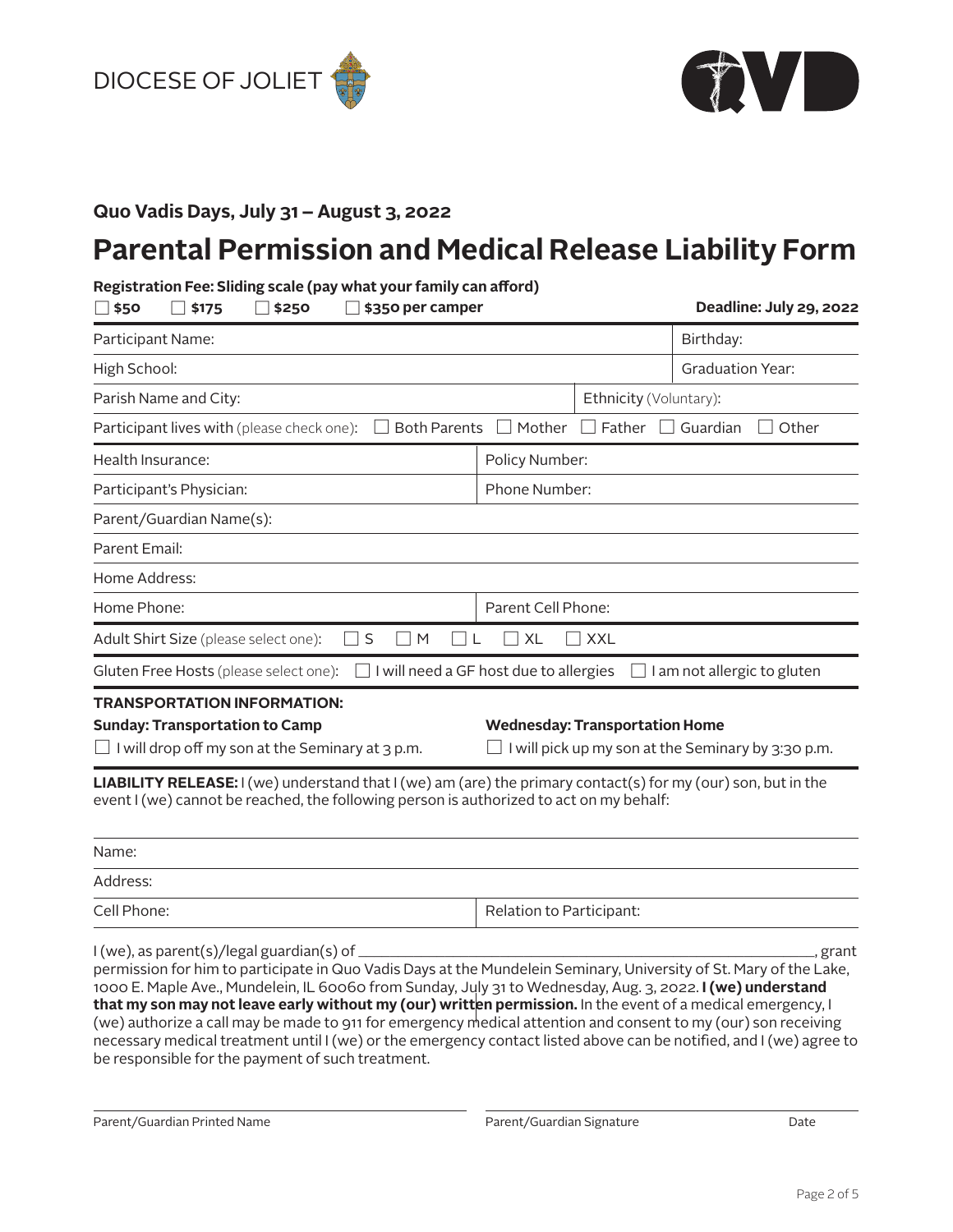DIOCESE OF JOLIET

**Quo Vadis Days, July 31 – August 3, 2022**

# Parental Permission and Medical Release Liability Form

**Registration Fee: Sliding scale (pay what your family can afford)**

☐ **$50** ☐ **$175** ☐ **$250** ☐ **$350 per camper** **Deadline: July 29, 2022**

| | |
|---|---|
| Participant Name: | Birthday: |
| High School: | Graduation Year: |
| Parish Name and City: | Ethnicity (Voluntary): |

Participant lives with (please check one): ☐ Both Parents ☐ Mother ☐ Father ☐ Guardian ☐ Other

| | |
|---|---|
| Health Insurance: | Policy Number: |
| Participant's Physician: | Phone Number: |
| Parent/Guardian Name(s): | |
| Parent Email: | |
| Home Address: | |
| Home Phone: | Parent Cell Phone: |

Adult Shirt Size (please select one): ☐ S ☐ M ☐ L ☐ XL ☐ XXL

Gluten Free Hosts (please select one): ☐ I will need a GF host due to allergies ☐ I am not allergic to gluten

**TRANSPORTATION INFORMATION:**

**Sunday: Transportation to Camp**

☐ I will drop off my son at the Seminary at 3 p.m.

**Wednesday: Transportation Home**

☐ I will pick up my son at the Seminary by 3:30 p.m.

**LIABILITY RELEASE:** I (we) understand that I (we) am (are) the primary contact(s) for my (our) son, but in the event I (we) cannot be reached, the following person is authorized to act on my behalf:

| | |
|---|---|
| Name: | |
| Address: | |
| Cell Phone: | Relation to Participant: |

I (we), as parent(s)/legal guardian(s) of ______________________________, grant permission for him to participate in Quo Vadis Days at the Mundelein Seminary, University of St. Mary of the Lake, 1000 E. Maple Ave., Mundelein, IL 60060 from Sunday, July 31 to Wednesday, Aug. 3, 2022. **I (we) understand that my son may not leave early without my (our) written permission.** In the event of a medical emergency, I (we) authorize a call may be made to 911 for emergency medical attention and consent to my (our) son receiving necessary medical treatment until I (we) or the emergency contact listed above can be notified, and I (we) agree to be responsible for the payment of such treatment.

______________________________ ______________________________

Parent/Guardian Printed Name Parent/Guardian Signature Date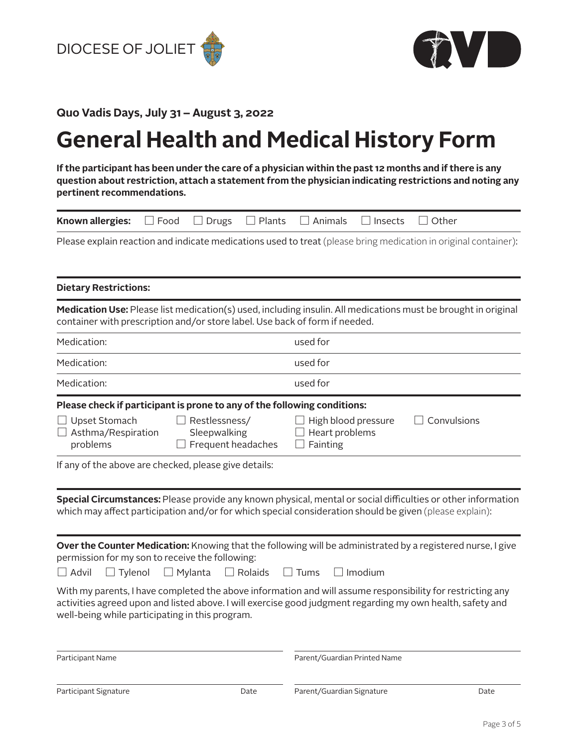DIOCESE OF JOLIET

QVD

**Quo Vadis Days, July 31 – August 3, 2022**

# General Health and Medical History Form

**If the participant has been under the care of a physician within the past 12 months and if there is any question about restriction, attach a statement from the physician indicating restrictions and noting any pertinent recommendations.**

**Known allergies:** ☐ Food ☐ Drugs ☐ Plants ☐ Animals ☐ Insects ☐ Other

Please explain reaction and indicate medications used to treat (please bring medication in original container):

**Dietary Restrictions:**

**Medication Use:** Please list medication(s) used, including insulin. All medications must be brought in original container with prescription and/or store label. Use back of form if needed.

Medication: used for

Medication: used for

Medication: used for

**Please check if participant is prone to any of the following conditions:**

- ☐ Upset Stomach
- ☐ Asthma/Respiration problems
- ☐ Restlessness/ Sleepwalking
- ☐ Frequent headaches
- ☐ High blood pressure
- ☐ Heart problems
- ☐ Fainting
- ☐ Convulsions

If any of the above are checked, please give details:

**Special Circumstances:** Please provide any known physical, mental or social difficulties or other information which may affect participation and/or for which special consideration should be given (please explain):

**Over the Counter Medication:** Knowing that the following will be administrated by a registered nurse, I give permission for my son to receive the following:

☐ Advil ☐ Tylenol ☐ Mylanta ☐ Rolaids ☐ Tums ☐ Imodium

With my parents, I have completed the above information and will assume responsibility for restricting any activities agreed upon and listed above. I will exercise good judgment regarding my own health, safety and well-being while participating in this program.

Participant Name

Parent/Guardian Printed Name

Participant Signature Date

Parent/Guardian Signature Date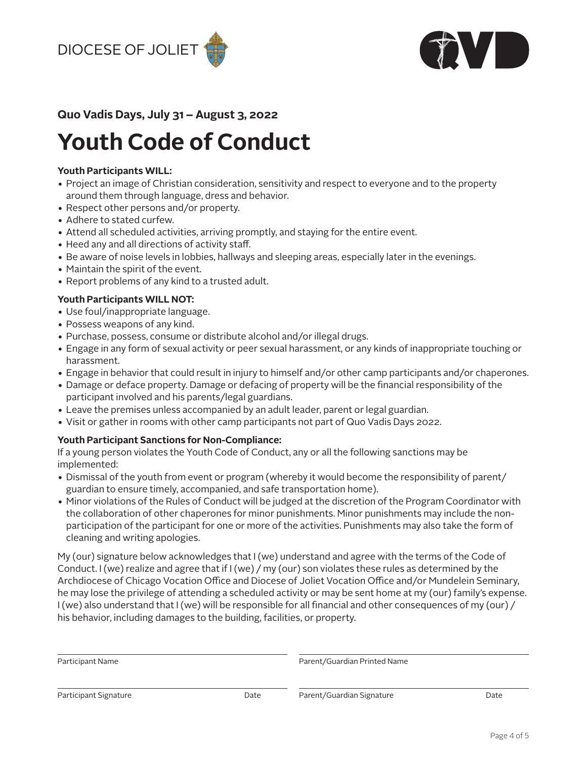DIOCESE OF JOLIET

**Quo Vadis Days, July 31 – August 3, 2022**

# Youth Code of Conduct

**Youth Participants WILL:**

- Project an image of Christian consideration, sensitivity and respect to everyone and to the property around them through language, dress and behavior.
- Respect other persons and/or property.
- Adhere to stated curfew.
- Attend all scheduled activities, arriving promptly, and staying for the entire event.
- Heed any and all directions of activity staff.
- Be aware of noise levels in lobbies, hallways and sleeping areas, especially later in the evenings.
- Maintain the spirit of the event.
- Report problems of any kind to a trusted adult.

**Youth Participants WILL NOT:**

- Use foul/inappropriate language.
- Possess weapons of any kind.
- Purchase, possess, consume or distribute alcohol and/or illegal drugs.
- Engage in any form of sexual activity or peer sexual harassment, or any kinds of inappropriate touching or harassment.
- Engage in behavior that could result in injury to himself and/or other camp participants and/or chaperones.
- Damage or deface property. Damage or defacing of property will be the financial responsibility of the participant involved and his parents/legal guardians.
- Leave the premises unless accompanied by an adult leader, parent or legal guardian.
- Visit or gather in rooms with other camp participants not part of Quo Vadis Days 2022.

**Youth Participant Sanctions for Non-Compliance:**

If a young person violates the Youth Code of Conduct, any or all the following sanctions may be implemented:

- Dismissal of the youth from event or program (whereby it would become the responsibility of parent/guardian to ensure timely, accompanied, and safe transportation home).
- Minor violations of the Rules of Conduct will be judged at the discretion of the Program Coordinator with the collaboration of other chaperones for minor punishments. Minor punishments may include the non-participation of the participant for one or more of the activities. Punishments may also take the form of cleaning and writing apologies.

My (our) signature below acknowledges that I (we) understand and agree with the terms of the Code of Conduct. I (we) realize and agree that if I (we) / my (our) son violates these rules as determined by the Archdiocese of Chicago Vocation Office and Diocese of Joliet Vocation Office and/or Mundelein Seminary, he may lose the privilege of attending a scheduled activity or may be sent home at my (our) family's expense. I (we) also understand that I (we) will be responsible for all financial and other consequences of my (our) / his behavior, including damages to the building, facilities, or property.

Participant Name ______________________________

Parent/Guardian Printed Name ______________________________

Participant Signature ______________________________ Date __________

Parent/Guardian Signature ______________________________ Date __________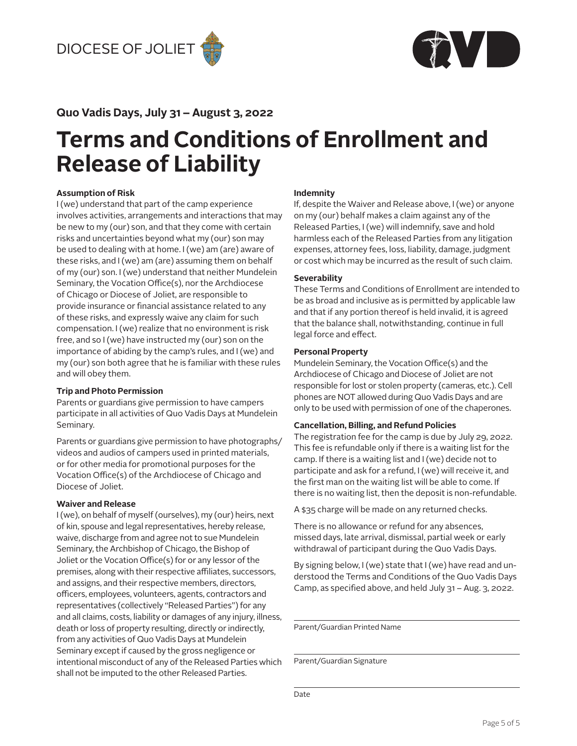DIOCESE OF JOLIET

**Quo Vadis Days, July 31 – August 3, 2022**

# Terms and Conditions of Enrollment and Release of Liability

**Assumption of Risk**

I (we) understand that part of the camp experience involves activities, arrangements and interactions that may be new to my (our) son, and that they come with certain risks and uncertainties beyond what my (our) son may be used to dealing with at home. I (we) am (are) aware of these risks, and I (we) am (are) assuming them on behalf of my (our) son. I (we) understand that neither Mundelein Seminary, the Vocation Office(s), nor the Archdiocese of Chicago or Diocese of Joliet, are responsible to provide insurance or financial assistance related to any of these risks, and expressly waive any claim for such compensation. I (we) realize that no environment is risk free, and so I (we) have instructed my (our) son on the importance of abiding by the camp's rules, and I (we) and my (our) son both agree that he is familiar with these rules and will obey them.

**Trip and Photo Permission**

Parents or guardians give permission to have campers participate in all activities of Quo Vadis Days at Mundelein Seminary.

Parents or guardians give permission to have photographs/videos and audios of campers used in printed materials, or for other media for promotional purposes for the Vocation Office(s) of the Archdiocese of Chicago and Diocese of Joliet.

**Waiver and Release**

I (we), on behalf of myself (ourselves), my (our) heirs, next of kin, spouse and legal representatives, hereby release, waive, discharge from and agree not to sue Mundelein Seminary, the Archbishop of Chicago, the Bishop of Joliet or the Vocation Office(s) for or any lessor of the premises, along with their respective affiliates, successors, and assigns, and their respective members, directors, officers, employees, volunteers, agents, contractors and representatives (collectively "Released Parties") for any and all claims, costs, liability or damages of any injury, illness, death or loss of property resulting, directly or indirectly, from any activities of Quo Vadis Days at Mundelein Seminary except if caused by the gross negligence or intentional misconduct of any of the Released Parties which shall not be imputed to the other Released Parties.

**Indemnity**

If, despite the Waiver and Release above, I (we) or anyone on my (our) behalf makes a claim against any of the Released Parties, I (we) will indemnify, save and hold harmless each of the Released Parties from any litigation expenses, attorney fees, loss, liability, damage, judgment or cost which may be incurred as the result of such claim.

**Severability**

These Terms and Conditions of Enrollment are intended to be as broad and inclusive as is permitted by applicable law and that if any portion thereof is held invalid, it is agreed that the balance shall, notwithstanding, continue in full legal force and effect.

**Personal Property**

Mundelein Seminary, the Vocation Office(s) and the Archdiocese of Chicago and Diocese of Joliet are not responsible for lost or stolen property (cameras, etc.). Cell phones are NOT allowed during Quo Vadis Days and are only to be used with permission of one of the chaperones.

**Cancellation, Billing, and Refund Policies**

The registration fee for the camp is due by July 29, 2022. This fee is refundable only if there is a waiting list for the camp. If there is a waiting list and I (we) decide not to participate and ask for a refund, I (we) will receive it, and the first man on the waiting list will be able to come. If there is no waiting list, then the deposit is non-refundable.

A $35 charge will be made on any returned checks.

There is no allowance or refund for any absences, missed days, late arrival, dismissal, partial week or early withdrawal of participant during the Quo Vadis Days.

By signing below, I (we) state that I (we) have read and understood the Terms and Conditions of the Quo Vadis Days Camp, as specified above, and held July 31 – Aug. 3, 2022.

______________________________
Parent/Guardian Printed Name

______________________________
Parent/Guardian Signature

______________________________
Date